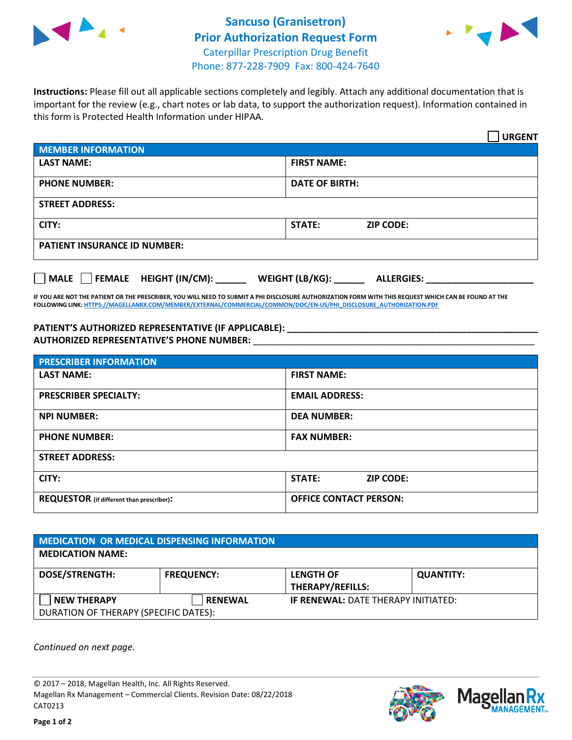# Sancuso (Granisetron) Prior Authorization Request Form

Caterpillar Prescription Drug Benefit

Phone: 877-228-7909 Fax: 800-424-7640

**Instructions:** Please fill out all applicable sections completely and legibly. Attach any additional documentation that is important for the review (e.g., chart notes or lab data, to support the authorization request). Information contained in this form is Protected Health Information under HIPAA.

☐ **URGENT**

| MEMBER INFORMATION | |
|---|---|
| **LAST NAME:** | **FIRST NAME:** |
| **PHONE NUMBER:** | **DATE OF BIRTH:** |
| **STREET ADDRESS:** | |
| **CITY:** | **STATE:** **ZIP CODE:** |
| **PATIENT INSURANCE ID NUMBER:** | |

☐ **MALE** ☐ **FEMALE** **HEIGHT (IN/CM):** ______ **WEIGHT (LB/KG):** ______ **ALLERGIES:** ____________________

**IF YOU ARE NOT THE PATIENT OR THE PRESCRIBER, YOU WILL NEED TO SUBMIT A PHI DISCLOSURE AUTHORIZATION FORM WITH THIS REQUEST WHICH CAN BE FOUND AT THE FOLLOWING LINK: HTTPS://MAGELLANRX.COM/MEMBER/EXTERNAL/COMMERCIAL/COMMON/DOC/EN-US/PHI_DISCLOSURE_AUTHORIZATION.PDF**

**PATIENT'S AUTHORIZED REPRESENTATIVE (IF APPLICABLE):** ____________________

**AUTHORIZED REPRESENTATIVE'S PHONE NUMBER:** ____________________

| PRESCRIBER INFORMATION | |
|---|---|
| **LAST NAME:** | **FIRST NAME:** |
| **PRESCRIBER SPECIALTY:** | **EMAIL ADDRESS:** |
| **NPI NUMBER:** | **DEA NUMBER:** |
| **PHONE NUMBER:** | **FAX NUMBER:** |
| **STREET ADDRESS:** | |
| **CITY:** | **STATE:** **ZIP CODE:** |
| **REQUESTOR** (if different than prescriber)**:** | **OFFICE CONTACT PERSON:** |

| MEDICATION OR MEDICAL DISPENSING INFORMATION | | | |
|---|---|---|---|
| **MEDICATION NAME:** | | | |
| **DOSE/STRENGTH:** | **FREQUENCY:** | **LENGTH OF THERAPY/REFILLS:** | **QUANTITY:** |
| ☐ **NEW THERAPY** | ☐ **RENEWAL** | **IF RENEWAL:** DATE THERAPY INITIATED: | |
| DURATION OF THERAPY (SPECIFIC DATES): | | | |

*Continued on next page.*

© 2017 – 2018, Magellan Health, Inc. All Rights Reserved.
Magellan Rx Management – Commercial Clients. Revision Date: 08/22/2018
CAT0213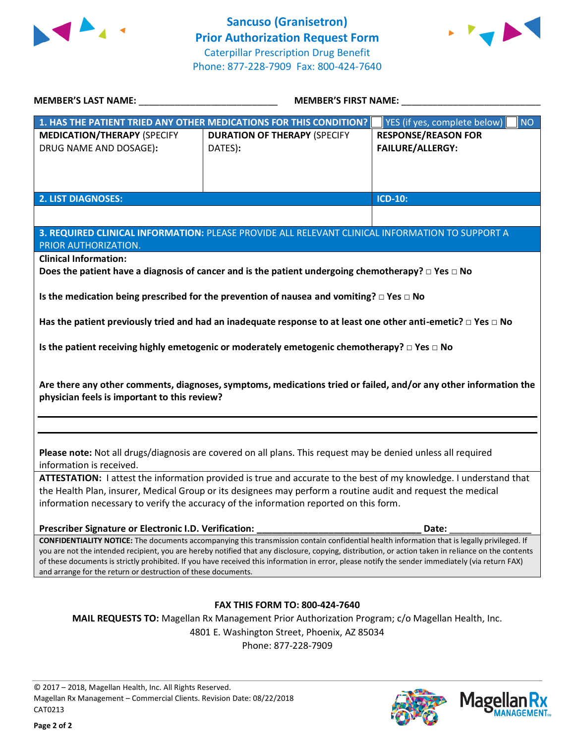# Sancuso (Granisetron)
# Prior Authorization Request Form

Caterpillar Prescription Drug Benefit
Phone: 877-228-7909 Fax: 800-424-7640

**MEMBER'S LAST NAME:** ___________________________ **MEMBER'S FIRST NAME:** ___________________________

| **1. HAS THE PATIENT TRIED ANY OTHER MEDICATIONS FOR THIS CONDITION?** | | ☐ YES (if yes, complete below) ☐ NO |
|---|---|---|
| **MEDICATION/THERAPY** (SPECIFY DRUG NAME AND DOSAGE): | **DURATION OF THERAPY** (SPECIFY DATES): | **RESPONSE/REASON FOR FAILURE/ALLERGY:** |
| | | |

| **2. LIST DIAGNOSES:** | **ICD-10:** |
|---|---|
| | |

**3. REQUIRED CLINICAL INFORMATION:** PLEASE PROVIDE ALL RELEVANT CLINICAL INFORMATION TO SUPPORT A PRIOR AUTHORIZATION.

**Clinical Information:**

**Does the patient have a diagnosis of cancer and is the patient undergoing chemotherapy? □ Yes □ No**

**Is the medication being prescribed for the prevention of nausea and vomiting? □ Yes □ No**

**Has the patient previously tried and had an inadequate response to at least one other anti-emetic? □ Yes □ No**

**Is the patient receiving highly emetogenic or moderately emetogenic chemotherapy? □ Yes □ No**

**Are there any other comments, diagnoses, symptoms, medications tried or failed, and/or any other information the physician feels is important to this review?**

___

___

**Please note:** Not all drugs/diagnosis are covered on all plans. This request may be denied unless all required information is received.

**ATTESTATION:** I attest the information provided is true and accurate to the best of my knowledge. I understand that the Health Plan, insurer, Medical Group or its designees may perform a routine audit and request the medical information necessary to verify the accuracy of the information reported on this form.

**Prescriber Signature or Electronic I.D. Verification:** ________________________________ **Date:** ________________

**CONFIDENTIALITY NOTICE:** The documents accompanying this transmission contain confidential health information that is legally privileged. If you are not the intended recipient, you are hereby notified that any disclosure, copying, distribution, or action taken in reliance on the contents of these documents is strictly prohibited. If you have received this information in error, please notify the sender immediately (via return FAX) and arrange for the return or destruction of these documents.

**FAX THIS FORM TO: 800-424-7640**

**MAIL REQUESTS TO:** Magellan Rx Management Prior Authorization Program; c/o Magellan Health, Inc.
4801 E. Washington Street, Phoenix, AZ 85034
Phone: 877-228-7909

© 2017 – 2018, Magellan Health, Inc. All Rights Reserved.
Magellan Rx Management – Commercial Clients. Revision Date: 08/22/2018
CAT0213

Magellan Rx MANAGEMENT